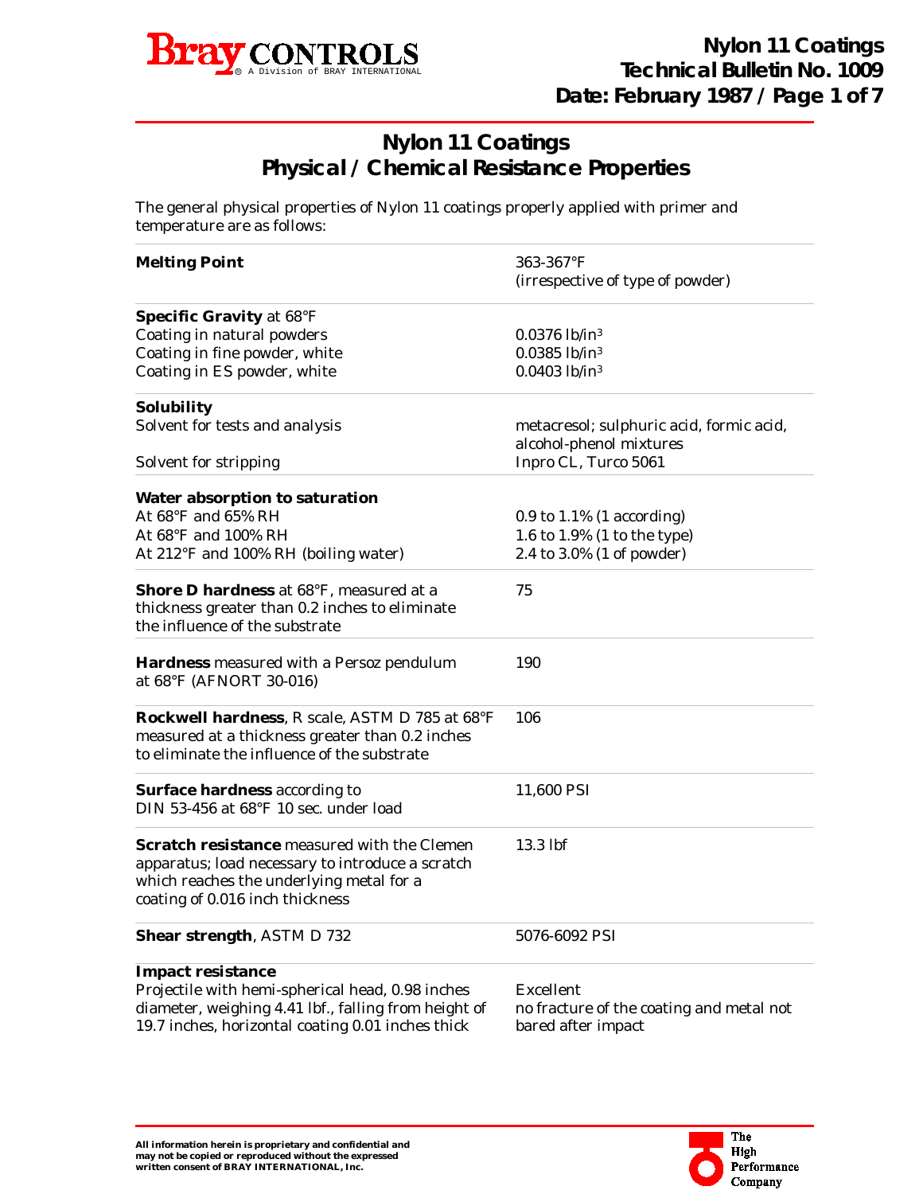# Nylon 11 Coatings
## Physical / Chemical Resistance Properties

The general physical properties of Nylon 11 coatings properly applied with primer and temperature are as follows:

| Property | Value |
|---|---|
| **Melting Point** | 363-367°F (irrespective of type of powder) |
| **Specific Gravity** at 68°F | |
| Coating in natural powders | 0.0376 lb/in$^3$ |
| Coating in fine powder, white | 0.0385 lb/in$^3$ |
| Coating in ES powder, white | 0.0403 lb/in$^3$ |
| **Solubility** | |
| Solvent for tests and analysis | metacresol; sulphuric acid, formic acid, alcohol-phenol mixtures |
| Solvent for stripping | Inpro CL, Turco 5061 |
| **Water absorption to saturation** | |
| At 68°F and 65% RH | 0.9 to 1.1% (1 according) |
| At 68°F and 100% RH | 1.6 to 1.9% (1 to the type) |
| At 212°F and 100% RH (boiling water) | 2.4 to 3.0% (1 of powder) |
| **Shore D hardness** at 68°F, measured at a thickness greater than 0.2 inches to eliminate the influence of the substrate | 75 |
| **Hardness** measured with a Persoz pendulum at 68°F (AFNORT 30-016) | 190 |
| **Rockwell hardness**, R scale, ASTM D 785 at 68°F measured at a thickness greater than 0.2 inches to eliminate the influence of the substrate | 106 |
| **Surface hardness** according to DIN 53-456 at 68°F 10 sec. under load | 11,600 PSI |
| **Scratch resistance** measured with the Clemen apparatus; load necessary to introduce a scratch which reaches the underlying metal for a coating of 0.016 inch thickness | 13.3 lbf |
| **Shear strength**, ASTM D 732 | 5076-6092 PSI |
| **Impact resistance** | |
| Projectile with hemi-spherical head, 0.98 inches diameter, weighing 4.41 lbf., falling from height of 19.7 inches, horizontal coating 0.01 inches thick | Excellent no fracture of the coating and metal not bared after impact |

All information herein is proprietary and confidential and may not be copied or reproduced without the expressed written consent of BRAY INTERNATIONAL, Inc.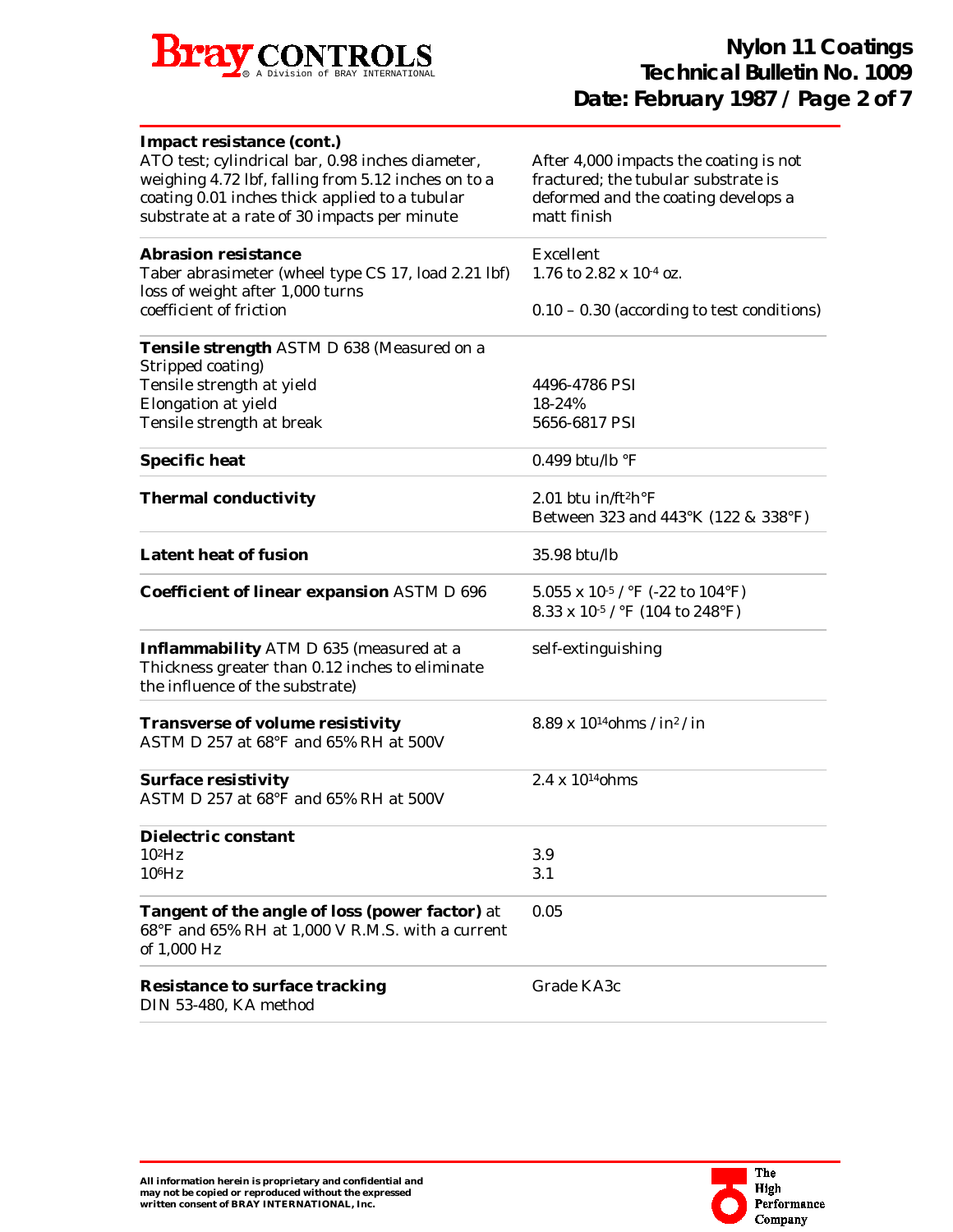| Property | Value |
|---|---|
| **Impact resistance (cont.)**<br>ATO test; cylindrical bar, 0.98 inches diameter, weighing 4.72 lbf, falling from 5.12 inches on to a coating 0.01 inches thick applied to a tubular substrate at a rate of 30 impacts per minute | After 4,000 impacts the coating is not fractured; the tubular substrate is deformed and the coating develops a matt finish |
| **Abrasion resistance**<br>Taber abrasimeter (wheel type CS 17, load 2.21 lbf) loss of weight after 1,000 turns<br>coefficient of friction | Excellent<br>1.76 to 2.82 x $10^{-4}$ oz.<br><br>0.10 – 0.30 (according to test conditions) |
| **Tensile strength** ASTM D 638 (Measured on a Stripped coating)<br>Tensile strength at yield<br>Elongation at yield<br>Tensile strength at break | <br><br>4496-4786 PSI<br>18-24%<br>5656-6817 PSI |
| **Specific heat** | 0.499 btu/lb °F |
| **Thermal conductivity** | 2.01 btu in/ft$^2$h°F<br>Between 323 and 443°K (122 & 338°F) |
| **Latent heat of fusion** | 35.98 btu/lb |
| **Coefficient of linear expansion** ASTM D 696 | 5.055 x $10^{-5}$ / °F (-22 to 104°F)<br>8.33 x $10^{-5}$ / °F (104 to 248°F) |
| **Inflammability** ATM D 635 (measured at a Thickness greater than 0.12 inches to eliminate the influence of the substrate) | self-extinguishing |
| **Transverse of volume resistivity**<br>ASTM D 257 at 68°F and 65% RH at 500V | 8.89 x $10^{14}$ohms / in$^2$ / in |
| **Surface resistivity**<br>ASTM D 257 at 68°F and 65% RH at 500V | 2.4 x $10^{14}$ohms |
| **Dielectric constant**<br>$10^2$Hz<br>$10^6$Hz | <br>3.9<br>3.1 |
| **Tangent of the angle of loss (power factor)** at 68°F and 65% RH at 1,000 V R.M.S. with a current of 1,000 Hz | 0.05 |
| **Resistance to surface tracking**<br>DIN 53-480, KA method | Grade KA3c |

All information herein is proprietary and confidential and may not be copied or reproduced without the expressed written consent of BRAY INTERNATIONAL, Inc.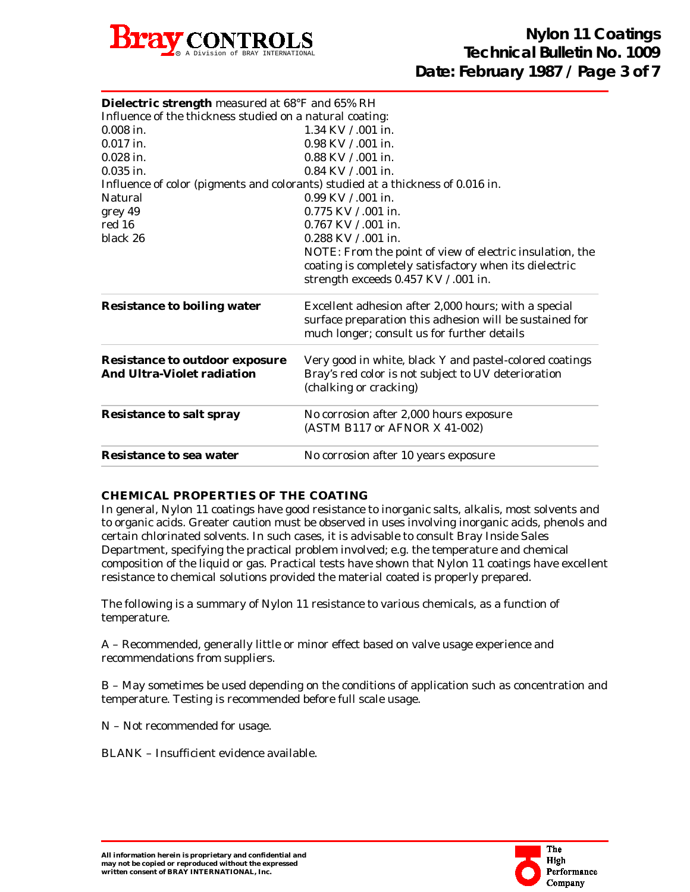| | |
|---|---|
| **Dielectric strength** measured at 68°F and 65% RH | |
| Influence of the thickness studied on a natural coating: | |
| 0.008 in. | 1.34 KV / .001 in. |
| 0.017 in. | 0.98 KV / .001 in. |
| 0.028 in. | 0.88 KV / .001 in. |
| 0.035 in. | 0.84 KV / .001 in. |
| Influence of color (pigments and colorants) studied at a thickness of 0.016 in. | |
| Natural | 0.99 KV / .001 in. |
| grey 49 | 0.775 KV / .001 in. |
| red 16 | 0.767 KV / .001 in. |
| black 26 | 0.288 KV / .001 in. |
| | NOTE: From the point of view of electric insulation, the coating is completely satisfactory when its dielectric strength exceeds 0.457 KV / .001 in. |
| **Resistance to boiling water** | Excellent adhesion after 2,000 hours; with a special surface preparation this adhesion will be sustained for much longer; consult us for further details |
| **Resistance to outdoor exposure And Ultra-Violet radiation** | Very good in white, black Y and pastel-colored coatings Bray's red color is not subject to UV deterioration (chalking or cracking) |
| **Resistance to salt spray** | No corrosion after 2,000 hours exposure (ASTM B117 or AFNOR X 41-002) |
| **Resistance to sea water** | No corrosion after 10 years exposure |

## CHEMICAL PROPERTIES OF THE COATING

In general, Nylon 11 coatings have good resistance to inorganic salts, alkalis, most solvents and to organic acids. Greater caution must be observed in uses involving inorganic acids, phenols and certain chlorinated solvents. In such cases, it is advisable to consult Bray Inside Sales Department, specifying the practical problem involved; e.g. the temperature and chemical composition of the liquid or gas. Practical tests have shown that Nylon 11 coatings have excellent resistance to chemical solutions provided the material coated is properly prepared.

The following is a summary of Nylon 11 resistance to various chemicals, as a function of temperature.

A – Recommended, generally little or minor effect based on valve usage experience and recommendations from suppliers.

B – May sometimes be used depending on the conditions of application such as concentration and temperature. Testing is recommended before full scale usage.

N – Not recommended for usage.

BLANK – Insufficient evidence available.

All information herein is proprietary and confidential and may not be copied or reproduced without the expressed written consent of BRAY INTERNATIONAL, Inc.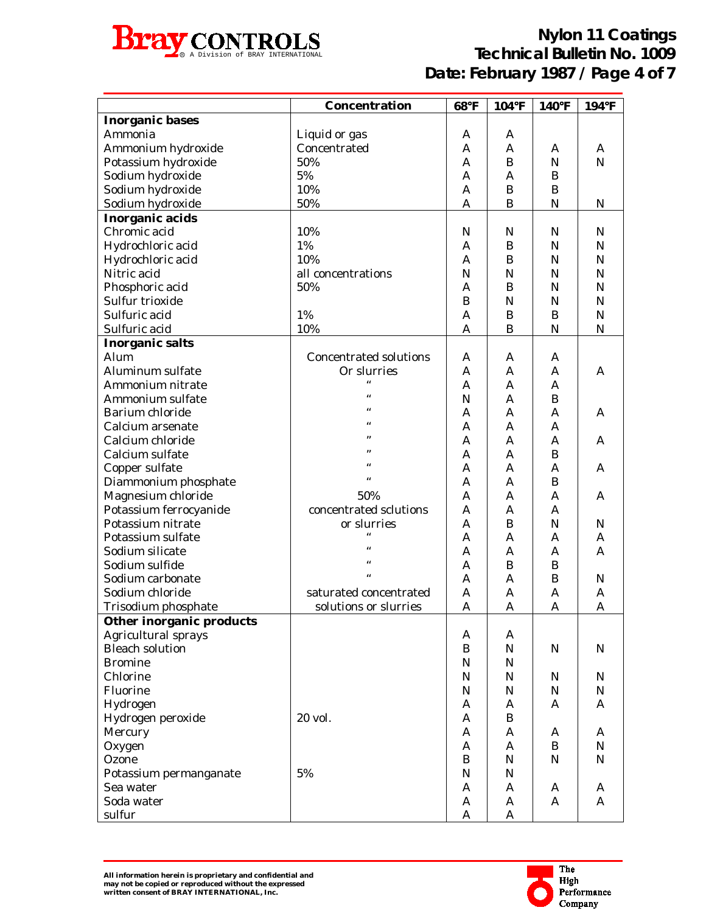| | Concentration | 68°F | 104°F | 140°F | 194°F |
|---|---|---|---|---|---|
| **Inorganic bases** | | | | | |
| Ammonia | Liquid or gas | A | A | | |
| Ammonium hydroxide | Concentrated | A | A | A | A |
| Potassium hydroxide | 50% | A | B | N | N |
| Sodium hydroxide | 5% | A | A | B | |
| Sodium hydroxide | 10% | A | B | B | |
| Sodium hydroxide | 50% | A | B | N | N |
| **Inorganic acids** | | | | | |
| Chromic acid | 10% | N | N | N | N |
| Hydrochloric acid | 1% | A | B | N | N |
| Hydrochloric acid | 10% | A | B | N | N |
| Nitric acid | all concentrations | N | N | N | N |
| Phosphoric acid | 50% | A | B | N | N |
| Sulfur trioxide | | B | N | N | N |
| Sulfuric acid | 1% | A | B | B | N |
| Sulfuric acid | 10% | A | B | N | N |
| **Inorganic salts** | | | | | |
| Alum | Concentrated solutions | A | A | A | |
| Aluminum sulfate | Or slurries | A | A | A | A |
| Ammonium nitrate | " | A | A | A | |
| Ammonium sulfate | " | N | A | B | |
| Barium chloride | " | A | A | A | A |
| Calcium arsenate | " | A | A | A | |
| Calcium chloride | " | A | A | A | A |
| Calcium sulfate | " | A | A | B | |
| Copper sulfate | " | A | A | A | A |
| Diammonium phosphate | " | A | A | B | |
| Magnesium chloride | 50% | A | A | A | A |
| Potassium ferrocyanide | concentrated sclutions | A | A | A | |
| Potassium nitrate | or slurries | A | B | N | N |
| Potassium sulfate | " | A | A | A | A |
| Sodium silicate | " | A | A | A | A |
| Sodium sulfide | " | A | B | B | |
| Sodium carbonate | " | A | A | B | N |
| Sodium chloride | saturated concentrated | A | A | A | A |
| Trisodium phosphate | solutions or slurries | A | A | A | A |
| **Other inorganic products** | | | | | |
| Agricultural sprays | | A | A | | |
| Bleach solution | | B | N | N | N |
| Bromine | | N | N | | |
| Chlorine | | N | N | N | N |
| Fluorine | | N | N | N | N |
| Hydrogen | | A | A | A | A |
| Hydrogen peroxide | 20 vol. | A | B | | |
| Mercury | | A | A | A | A |
| Oxygen | | A | A | B | N |
| Ozone | | B | N | N | N |
| Potassium permanganate | 5% | N | N | | |
| Sea water | | A | A | A | A |
| Soda water | | A | A | A | A |
| sulfur | | A | A | | |

All information herein is proprietary and confidential and may not be copied or reproduced without the expressed written consent of BRAY INTERNATIONAL, Inc.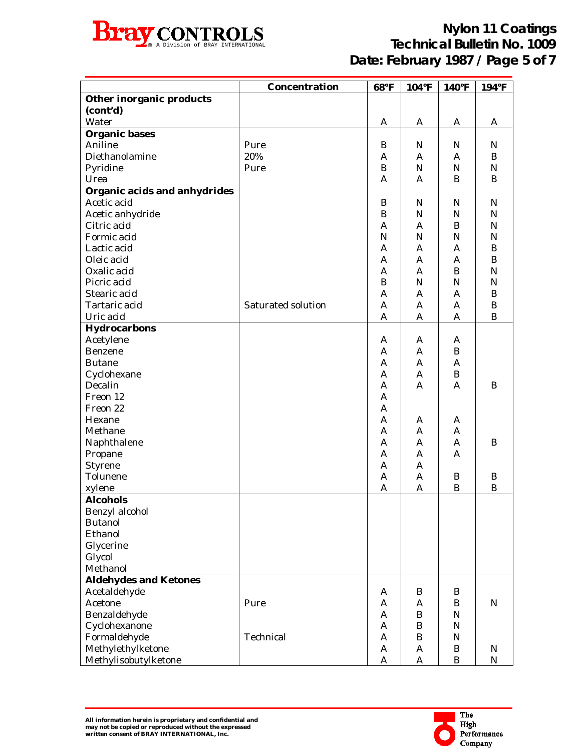| | Concentration | 68°F | 104°F | 140°F | 194°F |
|---|---|---|---|---|---|
| **Other inorganic products (cont'd)** | | | | | |
| Water | | A | A | A | A |
| **Organic bases** | | | | | |
| Aniline | Pure | B | N | N | N |
| Diethanolamine | 20% | A | A | A | B |
| Pyridine | Pure | B | N | N | N |
| Urea | | A | A | B | B |
| **Organic acids and anhydrides** | | | | | |
| Acetic acid | | B | N | N | N |
| Acetic anhydride | | B | N | N | N |
| Citric acid | | A | A | B | N |
| Formic acid | | N | N | N | N |
| Lactic acid | | A | A | A | B |
| Oleic acid | | A | A | A | B |
| Oxalic acid | | A | A | B | N |
| Picric acid | | B | N | N | N |
| Stearic acid | | A | A | A | B |
| Tartaric acid | Saturated solution | A | A | A | B |
| Uric acid | | A | A | A | B |
| **Hydrocarbons** | | | | | |
| Acetylene | | A | A | A | |
| Benzene | | A | A | B | |
| Butane | | A | A | A | |
| Cyclohexane | | A | A | B | |
| Decalin | | A | A | A | B |
| Freon 12 | | A | | | |
| Freon 22 | | A | | | |
| Hexane | | A | A | A | |
| Methane | | A | A | A | |
| Naphthalene | | A | A | A | B |
| Propane | | A | A | A | |
| Styrene | | A | A | | |
| Tolunene | | A | A | B | B |
| xylene | | A | A | B | B |
| **Alcohols** | | | | | |
| Benzyl alcohol | | | | | |
| Butanol | | | | | |
| Ethanol | | | | | |
| Glycerine | | | | | |
| Glycol | | | | | |
| Methanol | | | | | |
| **Aldehydes and Ketones** | | | | | |
| Acetaldehyde | | A | B | B | |
| Acetone | Pure | A | A | B | N |
| Benzaldehyde | | A | B | N | |
| Cyclohexanone | | A | B | N | |
| Formaldehyde | Technical | A | B | N | |
| Methylethylketone | | A | A | B | N |
| Methylisobutylketone | | A | A | B | N |

All information herein is proprietary and confidential and may not be copied or reproduced without the expressed written consent of BRAY INTERNATIONAL, Inc.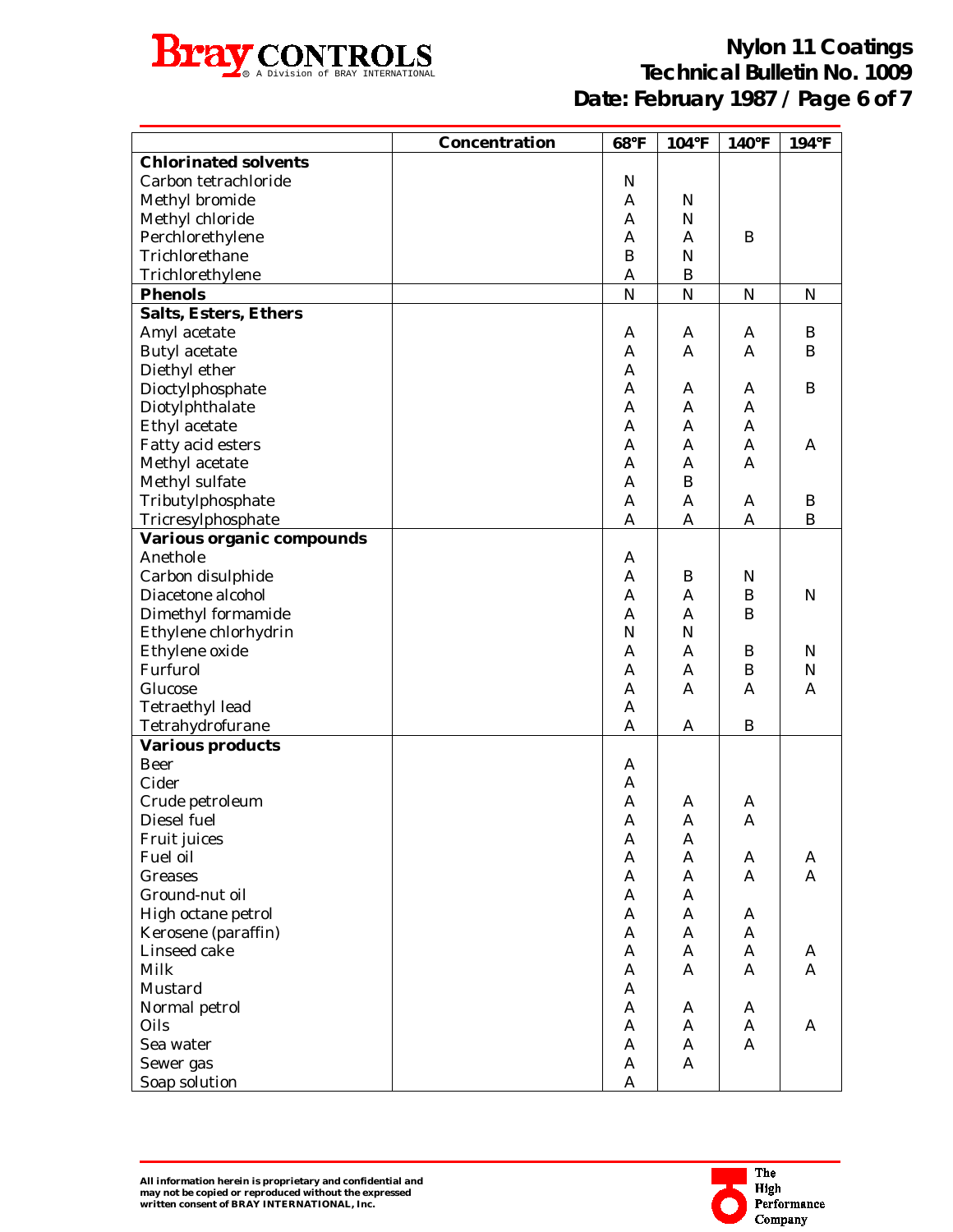| | Concentration | 68°F | 104°F | 140°F | 194°F |
|---|---|---|---|---|---|
| **Chlorinated solvents** | | | | | |
| Carbon tetrachloride | | N | | | |
| Methyl bromide | | A | N | | |
| Methyl chloride | | A | N | | |
| Perchlorethylene | | A | A | B | |
| Trichlorethane | | B | N | | |
| Trichlorethylene | | A | B | | |
| **Phenols** | | N | N | N | N |
| **Salts, Esters, Ethers** | | | | | |
| Amyl acetate | | A | A | A | B |
| Butyl acetate | | A | A | A | B |
| Diethyl ether | | A | | | |
| Dioctylphosphate | | A | A | A | B |
| Diotylphthalate | | A | A | A | |
| Ethyl acetate | | A | A | A | |
| Fatty acid esters | | A | A | A | A |
| Methyl acetate | | A | A | A | |
| Methyl sulfate | | A | B | | |
| Tributylphosphate | | A | A | A | B |
| Tricresylphosphate | | A | A | A | B |
| **Various organic compounds** | | | | | |
| Anethole | | A | | | |
| Carbon disulphide | | A | B | N | |
| Diacetone alcohol | | A | A | B | N |
| Dimethyl formamide | | A | A | B | |
| Ethylene chlorhydrin | | N | N | | |
| Ethylene oxide | | A | A | B | N |
| Furfurol | | A | A | B | N |
| Glucose | | A | A | A | A |
| Tetraethyl lead | | A | | | |
| Tetrahydrofurane | | A | A | B | |
| **Various products** | | | | | |
| Beer | | A | | | |
| Cider | | A | | | |
| Crude petroleum | | A | A | A | |
| Diesel fuel | | A | A | A | |
| Fruit juices | | A | A | | |
| Fuel oil | | A | A | A | A |
| Greases | | A | A | A | A |
| Ground-nut oil | | A | A | | |
| High octane petrol | | A | A | A | |
| Kerosene (paraffin) | | A | A | A | |
| Linseed cake | | A | A | A | A |
| Milk | | A | A | A | A |
| Mustard | | A | | | |
| Normal petrol | | A | A | A | |
| Oils | | A | A | A | A |
| Sea water | | A | A | A | |
| Sewer gas | | A | A | | |
| Soap solution | | A | | | |

All information herein is proprietary and confidential and may not be copied or reproduced without the expressed written consent of BRAY INTERNATIONAL, Inc.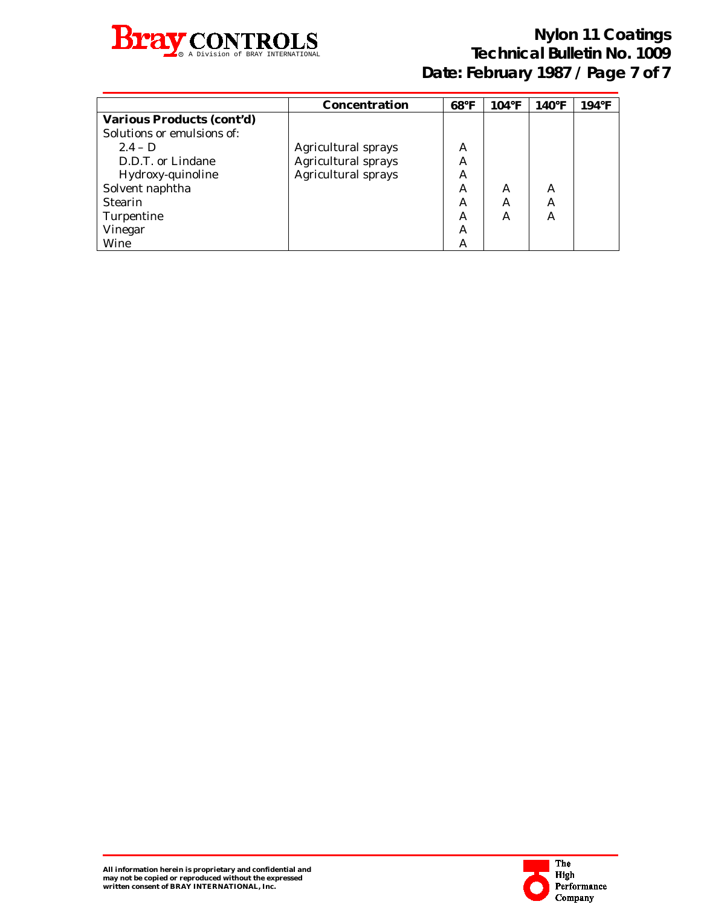| | Concentration | 68°F | 104°F | 140°F | 194°F |
|---|---|---|---|---|---|
| **Various Products (cont'd)** | | | | | |
| Solutions or emulsions of: | | | | | |
| 2.4 – D | Agricultural sprays | A | | | |
| D.D.T. or Lindane | Agricultural sprays | A | | | |
| Hydroxy-quinoline | Agricultural sprays | A | | | |
| Solvent naphtha | | A | A | A | |
| Stearin | | A | A | A | |
| Turpentine | | A | A | A | |
| Vinegar | | A | | | |
| Wine | | A | | | |

**All information herein is proprietary and confidential and may not be copied or reproduced without the expressed written consent of BRAY INTERNATIONAL, Inc.**